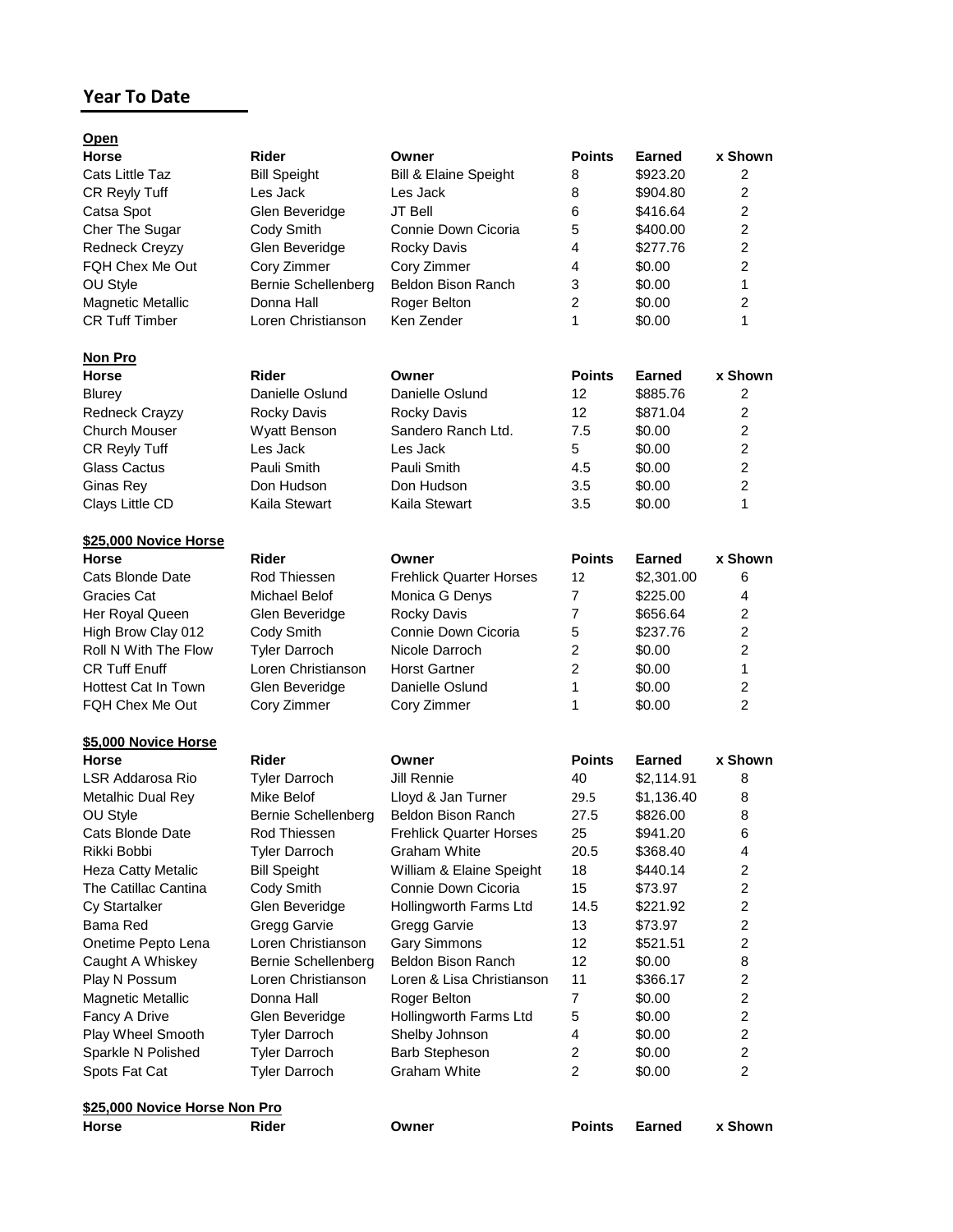## Year To Date

**Open**

| Horse | Rider | Owner | Points | Earned | x Shown |
|---|---|---|---|---|---|
| Cats Little Taz | Bill Speight | Bill & Elaine Speight | 8 | $923.20 | 2 |
| CR Reyly Tuff | Les Jack | Les Jack | 8 | $904.80 | 2 |
| Catsa Spot | Glen Beveridge | JT Bell | 6 | $416.64 | 2 |
| Cher The Sugar | Cody Smith | Connie Down Cicoria | 5 | $400.00 | 2 |
| Redneck Creyzy | Glen Beveridge | Rocky Davis | 4 | $277.76 | 2 |
| FQH Chex Me Out | Cory Zimmer | Cory Zimmer | 4 | $0.00 | 2 |
| OU Style | Bernie Schellenberg | Beldon Bison Ranch | 3 | $0.00 | 1 |
| Magnetic Metallic | Donna Hall | Roger Belton | 2 | $0.00 | 2 |
| CR Tuff Timber | Loren Christianson | Ken Zender | 1 | $0.00 | 1 |

**Non Pro**

| Horse | Rider | Owner | Points | Earned | x Shown |
|---|---|---|---|---|---|
| Blurey | Danielle Oslund | Danielle Oslund | 12 | $885.76 | 2 |
| Redneck Crayzy | Rocky Davis | Rocky Davis | 12 | $871.04 | 2 |
| Church Mouser | Wyatt Benson | Sandero Ranch Ltd. | 7.5 | $0.00 | 2 |
| CR Reyly Tuff | Les Jack | Les Jack | 5 | $0.00 | 2 |
| Glass Cactus | Pauli Smith | Pauli Smith | 4.5 | $0.00 | 2 |
| Ginas Rey | Don Hudson | Don Hudson | 3.5 | $0.00 | 2 |
| Clays Little CD | Kaila Stewart | Kaila Stewart | 3.5 | $0.00 | 1 |

**$25,000 Novice Horse**

| Horse | Rider | Owner | Points | Earned | x Shown |
|---|---|---|---|---|---|
| Cats Blonde Date | Rod Thiessen | Frehlick Quarter Horses | 12 | $2,301.00 | 6 |
| Gracies Cat | Michael Belof | Monica G Denys | 7 | $225.00 | 4 |
| Her Royal Queen | Glen Beveridge | Rocky Davis | 7 | $656.64 | 2 |
| High Brow Clay 012 | Cody Smith | Connie Down Cicoria | 5 | $237.76 | 2 |
| Roll N With The Flow | Tyler Darroch | Nicole Darroch | 2 | $0.00 | 2 |
| CR Tuff Enuff | Loren Christianson | Horst Gartner | 2 | $0.00 | 1 |
| Hottest Cat In Town | Glen Beveridge | Danielle Oslund | 1 | $0.00 | 2 |
| FQH Chex Me Out | Cory Zimmer | Cory Zimmer | 1 | $0.00 | 2 |

**$5,000 Novice Horse**

| Horse | Rider | Owner | Points | Earned | x Shown |
|---|---|---|---|---|---|
| LSR Addarosa Rio | Tyler Darroch | Jill Rennie | 40 | $2,114.91 | 8 |
| Metalhic Dual Rey | Mike Belof | Lloyd & Jan Turner | 29.5 | $1,136.40 | 8 |
| OU Style | Bernie Schellenberg | Beldon Bison Ranch | 27.5 | $826.00 | 8 |
| Cats Blonde Date | Rod Thiessen | Frehlick Quarter Horses | 25 | $941.20 | 6 |
| Rikki Bobbi | Tyler Darroch | Graham White | 20.5 | $368.40 | 4 |
| Heza Catty Metalic | Bill Speight | William & Elaine Speight | 18 | $440.14 | 2 |
| The Catillac Cantina | Cody Smith | Connie Down Cicoria | 15 | $73.97 | 2 |
| Cy Startalker | Glen Beveridge | Hollingworth Farms Ltd | 14.5 | $221.92 | 2 |
| Bama Red | Gregg Garvie | Gregg Garvie | 13 | $73.97 | 2 |
| Onetime Pepto Lena | Loren Christianson | Gary Simmons | 12 | $521.51 | 2 |
| Caught A Whiskey | Bernie Schellenberg | Beldon Bison Ranch | 12 | $0.00 | 8 |
| Play N Possum | Loren Christianson | Loren & Lisa Christianson | 11 | $366.17 | 2 |
| Magnetic Metallic | Donna Hall | Roger Belton | 7 | $0.00 | 2 |
| Fancy A Drive | Glen Beveridge | Hollingworth Farms Ltd | 5 | $0.00 | 2 |
| Play Wheel Smooth | Tyler Darroch | Shelby Johnson | 4 | $0.00 | 2 |
| Sparkle N Polished | Tyler Darroch | Barb Stepheson | 2 | $0.00 | 2 |
| Spots Fat Cat | Tyler Darroch | Graham White | 2 | $0.00 | 2 |

**$25,000 Novice Horse Non Pro**

| Horse | Rider | Owner | Points | Earned | x Shown |
|---|---|---|---|---|---|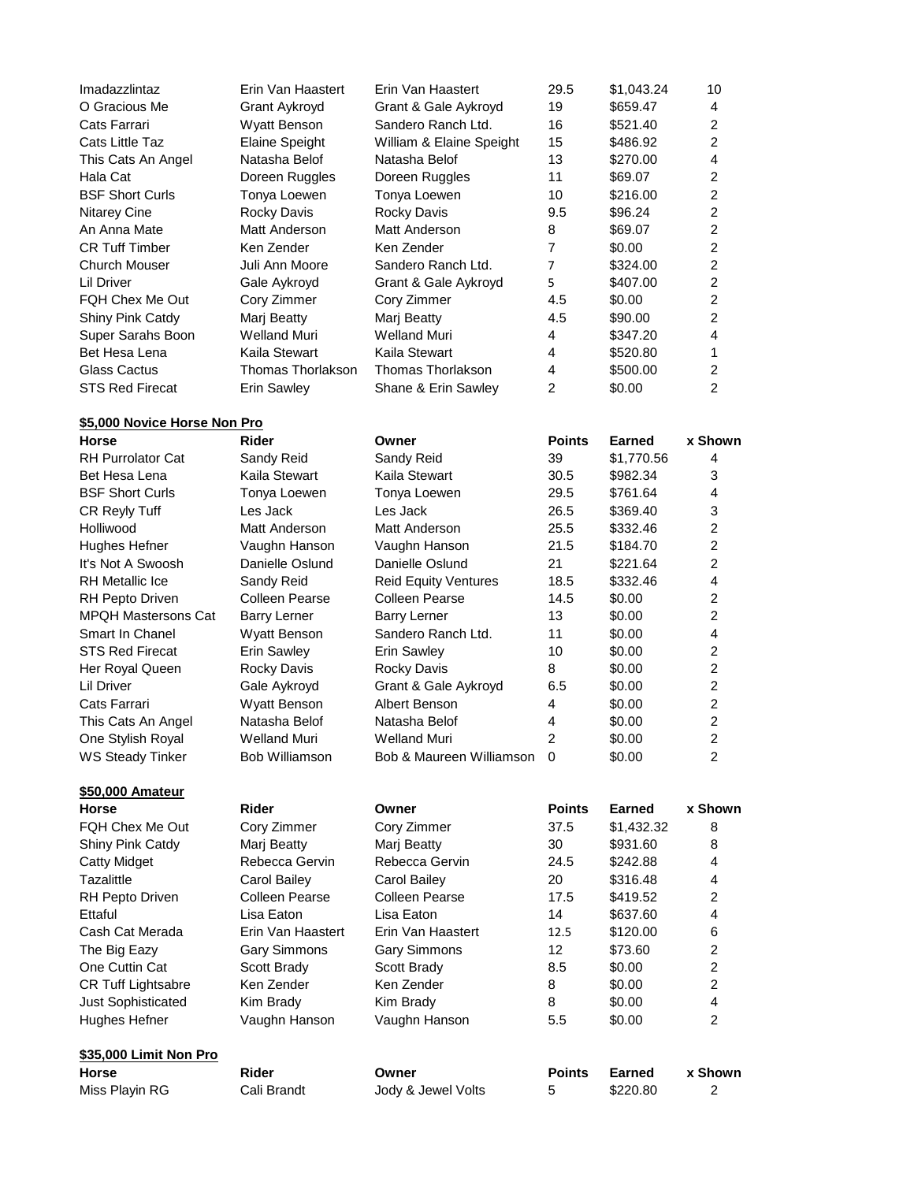| Horse | Rider | Owner | Points | Earned | x Shown |
|---|---|---|---|---|---|
| Imadazzlintaz | Erin Van Haastert | Erin Van Haastert | 29.5 | $1,043.24 | 10 |
| O Gracious Me | Grant Aykroyd | Grant & Gale Aykroyd | 19 | $659.47 | 4 |
| Cats Farrari | Wyatt Benson | Sandero Ranch Ltd. | 16 | $521.40 | 2 |
| Cats Little Taz | Elaine Speight | William & Elaine Speight | 15 | $486.92 | 2 |
| This Cats An Angel | Natasha Belof | Natasha Belof | 13 | $270.00 | 4 |
| Hala Cat | Doreen Ruggles | Doreen Ruggles | 11 | $69.07 | 2 |
| BSF Short Curls | Tonya Loewen | Tonya Loewen | 10 | $216.00 | 2 |
| Nitarey Cine | Rocky Davis | Rocky Davis | 9.5 | $96.24 | 2 |
| An Anna Mate | Matt Anderson | Matt Anderson | 8 | $69.07 | 2 |
| CR Tuff Timber | Ken Zender | Ken Zender | 7 | $0.00 | 2 |
| Church Mouser | Juli Ann Moore | Sandero Ranch Ltd. | 7 | $324.00 | 2 |
| Lil Driver | Gale Aykroyd | Grant & Gale Aykroyd | 5 | $407.00 | 2 |
| FQH Chex Me Out | Cory Zimmer | Cory Zimmer | 4.5 | $0.00 | 2 |
| Shiny Pink Catdy | Marj Beatty | Marj Beatty | 4.5 | $90.00 | 2 |
| Super Sarahs Boon | Welland Muri | Welland Muri | 4 | $347.20 | 4 |
| Bet Hesa Lena | Kaila Stewart | Kaila Stewart | 4 | $520.80 | 1 |
| Glass Cactus | Thomas Thorlakson | Thomas Thorlakson | 4 | $500.00 | 2 |
| STS Red Firecat | Erin Sawley | Shane & Erin Sawley | 2 | $0.00 | 2 |

**$5,000 Novice Horse Non Pro**

| Horse | Rider | Owner | Points | Earned | x Shown |
|---|---|---|---|---|---|
| RH Purrolator Cat | Sandy Reid | Sandy Reid | 39 | $1,770.56 | 4 |
| Bet Hesa Lena | Kaila Stewart | Kaila Stewart | 30.5 | $982.34 | 3 |
| BSF Short Curls | Tonya Loewen | Tonya Loewen | 29.5 | $761.64 | 4 |
| CR Reyly Tuff | Les Jack | Les Jack | 26.5 | $369.40 | 3 |
| Holliwood | Matt Anderson | Matt Anderson | 25.5 | $332.46 | 2 |
| Hughes Hefner | Vaughn Hanson | Vaughn Hanson | 21.5 | $184.70 | 2 |
| It's Not A Swoosh | Danielle Oslund | Danielle Oslund | 21 | $221.64 | 2 |
| RH Metallic Ice | Sandy Reid | Reid Equity Ventures | 18.5 | $332.46 | 4 |
| RH Pepto Driven | Colleen Pearse | Colleen Pearse | 14.5 | $0.00 | 2 |
| MPQH Mastersons Cat | Barry Lerner | Barry Lerner | 13 | $0.00 | 2 |
| Smart In Chanel | Wyatt Benson | Sandero Ranch Ltd. | 11 | $0.00 | 4 |
| STS Red Firecat | Erin Sawley | Erin Sawley | 10 | $0.00 | 2 |
| Her Royal Queen | Rocky Davis | Rocky Davis | 8 | $0.00 | 2 |
| Lil Driver | Gale Aykroyd | Grant & Gale Aykroyd | 6.5 | $0.00 | 2 |
| Cats Farrari | Wyatt Benson | Albert Benson | 4 | $0.00 | 2 |
| This Cats An Angel | Natasha Belof | Natasha Belof | 4 | $0.00 | 2 |
| One Stylish Royal | Welland Muri | Welland Muri | 2 | $0.00 | 2 |
| WS Steady Tinker | Bob Williamson | Bob & Maureen Williamson | 0 | $0.00 | 2 |

**$50,000 Amateur**

| Horse | Rider | Owner | Points | Earned | x Shown |
|---|---|---|---|---|---|
| FQH Chex Me Out | Cory Zimmer | Cory Zimmer | 37.5 | $1,432.32 | 8 |
| Shiny Pink Catdy | Marj Beatty | Marj Beatty | 30 | $931.60 | 8 |
| Catty Midget | Rebecca Gervin | Rebecca Gervin | 24.5 | $242.88 | 4 |
| Tazalittle | Carol Bailey | Carol Bailey | 20 | $316.48 | 4 |
| RH Pepto Driven | Colleen Pearse | Colleen Pearse | 17.5 | $419.52 | 2 |
| Ettaful | Lisa Eaton | Lisa Eaton | 14 | $637.60 | 4 |
| Cash Cat Merada | Erin Van Haastert | Erin Van Haastert | 12.5 | $120.00 | 6 |
| The Big Eazy | Gary Simmons | Gary Simmons | 12 | $73.60 | 2 |
| One Cuttin Cat | Scott Brady | Scott Brady | 8.5 | $0.00 | 2 |
| CR Tuff Lightsabre | Ken Zender | Ken Zender | 8 | $0.00 | 2 |
| Just Sophisticated | Kim Brady | Kim Brady | 8 | $0.00 | 4 |
| Hughes Hefner | Vaughn Hanson | Vaughn Hanson | 5.5 | $0.00 | 2 |

**$35,000 Limit Non Pro**

| Horse | Rider | Owner | Points | Earned | x Shown |
|---|---|---|---|---|---|
| Miss Playin RG | Cali Brandt | Jody & Jewel Volts | 5 | $220.80 | 2 |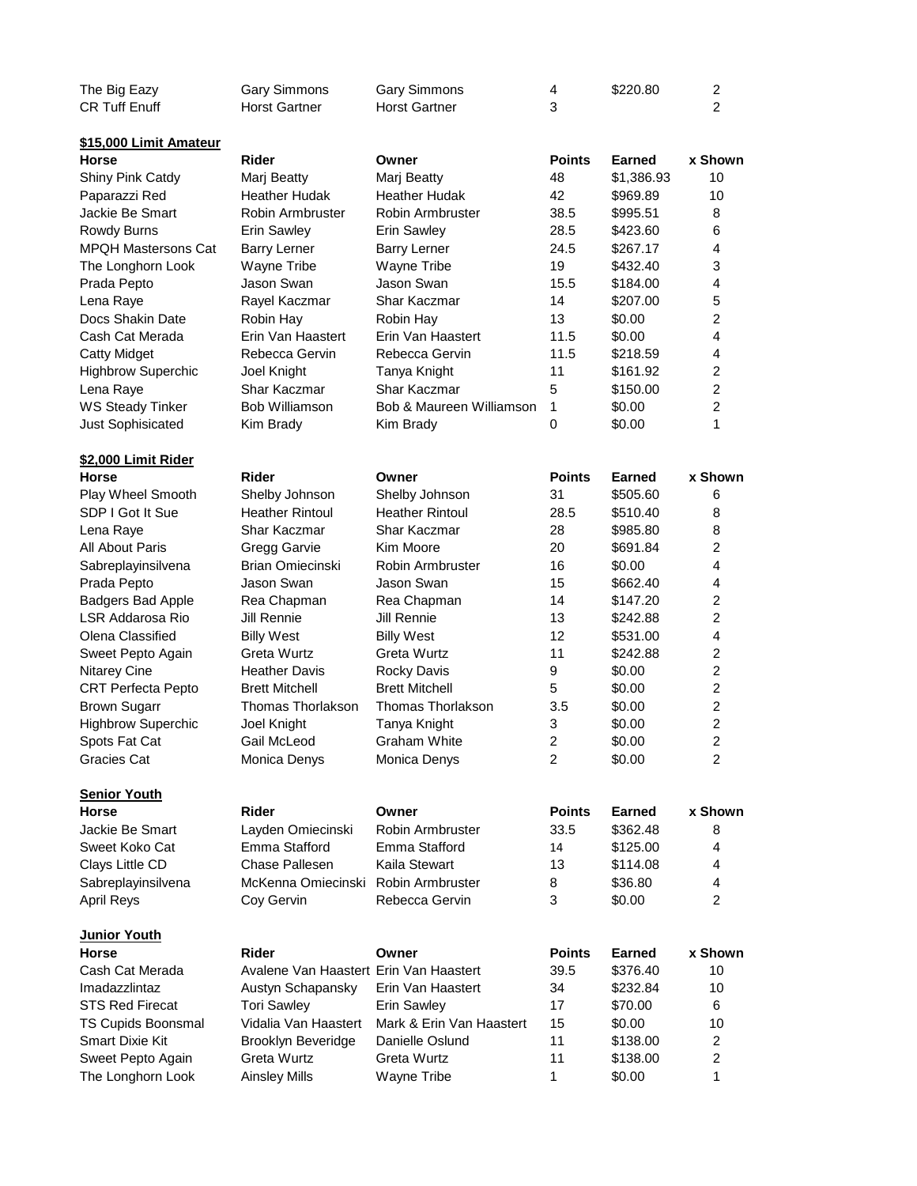| | | | | | |
|---|---|---|---|---|---|
| The Big Eazy | Gary Simmons | Gary Simmons | 4 | $220.80 | 2 |
| CR Tuff Enuff | Horst Gartner | Horst Gartner | 3 | | 2 |

**$15,000 Limit Amateur**

| Horse | Rider | Owner | Points | Earned | x Shown |
|---|---|---|---|---|---|
| Shiny Pink Catdy | Marj Beatty | Marj Beatty | 48 | $1,386.93 | 10 |
| Paparazzi Red | Heather Hudak | Heather Hudak | 42 | $969.89 | 10 |
| Jackie Be Smart | Robin Armbruster | Robin Armbruster | 38.5 | $995.51 | 8 |
| Rowdy Burns | Erin Sawley | Erin Sawley | 28.5 | $423.60 | 6 |
| MPQH Mastersons Cat | Barry Lerner | Barry Lerner | 24.5 | $267.17 | 4 |
| The Longhorn Look | Wayne Tribe | Wayne Tribe | 19 | $432.40 | 3 |
| Prada Pepto | Jason Swan | Jason Swan | 15.5 | $184.00 | 4 |
| Lena Raye | Rayel Kaczmar | Shar Kaczmar | 14 | $207.00 | 5 |
| Docs Shakin Date | Robin Hay | Robin Hay | 13 | $0.00 | 2 |
| Cash Cat Merada | Erin Van Haastert | Erin Van Haastert | 11.5 | $0.00 | 4 |
| Catty Midget | Rebecca Gervin | Rebecca Gervin | 11.5 | $218.59 | 4 |
| Highbrow Superchic | Joel Knight | Tanya Knight | 11 | $161.92 | 2 |
| Lena Raye | Shar Kaczmar | Shar Kaczmar | 5 | $150.00 | 2 |
| WS Steady Tinker | Bob Williamson | Bob & Maureen Williamson | 1 | $0.00 | 2 |
| Just Sophisicated | Kim Brady | Kim Brady | 0 | $0.00 | 1 |

**$2,000 Limit Rider**

| Horse | Rider | Owner | Points | Earned | x Shown |
|---|---|---|---|---|---|
| Play Wheel Smooth | Shelby Johnson | Shelby Johnson | 31 | $505.60 | 6 |
| SDP I Got It Sue | Heather Rintoul | Heather Rintoul | 28.5 | $510.40 | 8 |
| Lena Raye | Shar Kaczmar | Shar Kaczmar | 28 | $985.80 | 8 |
| All About Paris | Gregg Garvie | Kim Moore | 20 | $691.84 | 2 |
| Sabreplayinsilvena | Brian Omiecinski | Robin Armbruster | 16 | $0.00 | 4 |
| Prada Pepto | Jason Swan | Jason Swan | 15 | $662.40 | 4 |
| Badgers Bad Apple | Rea Chapman | Rea Chapman | 14 | $147.20 | 2 |
| LSR Addarosa Rio | Jill Rennie | Jill Rennie | 13 | $242.88 | 2 |
| Olena Classified | Billy West | Billy West | 12 | $531.00 | 4 |
| Sweet Pepto Again | Greta Wurtz | Greta Wurtz | 11 | $242.88 | 2 |
| Nitarey Cine | Heather Davis | Rocky Davis | 9 | $0.00 | 2 |
| CRT Perfecta Pepto | Brett Mitchell | Brett Mitchell | 5 | $0.00 | 2 |
| Brown Sugarr | Thomas Thorlakson | Thomas Thorlakson | 3.5 | $0.00 | 2 |
| Highbrow Superchic | Joel Knight | Tanya Knight | 3 | $0.00 | 2 |
| Spots Fat Cat | Gail McLeod | Graham White | 2 | $0.00 | 2 |
| Gracies Cat | Monica Denys | Monica Denys | 2 | $0.00 | 2 |

**Senior Youth**

| Horse | Rider | Owner | Points | Earned | x Shown |
|---|---|---|---|---|---|
| Jackie Be Smart | Layden Omiecinski | Robin Armbruster | 33.5 | $362.48 | 8 |
| Sweet Koko Cat | Emma Stafford | Emma Stafford | 14 | $125.00 | 4 |
| Clays Little CD | Chase Pallesen | Kaila Stewart | 13 | $114.08 | 4 |
| Sabreplayinsilvena | McKenna Omiecinski | Robin Armbruster | 8 | $36.80 | 4 |
| April Reys | Coy Gervin | Rebecca Gervin | 3 | $0.00 | 2 |

**Junior Youth**

| Horse | Rider | Owner | Points | Earned | x Shown |
|---|---|---|---|---|---|
| Cash Cat Merada | Avalene Van Haastert | Erin Van Haastert | 39.5 | $376.40 | 10 |
| Imadazzlintaz | Austyn Schapansky | Erin Van Haastert | 34 | $232.84 | 10 |
| STS Red Firecat | Tori Sawley | Erin Sawley | 17 | $70.00 | 6 |
| TS Cupids Boonsmal | Vidalia Van Haastert | Mark & Erin Van Haastert | 15 | $0.00 | 10 |
| Smart Dixie Kit | Brooklyn Beveridge | Danielle Oslund | 11 | $138.00 | 2 |
| Sweet Pepto Again | Greta Wurtz | Greta Wurtz | 11 | $138.00 | 2 |
| The Longhorn Look | Ainsley Mills | Wayne Tribe | 1 | $0.00 | 1 |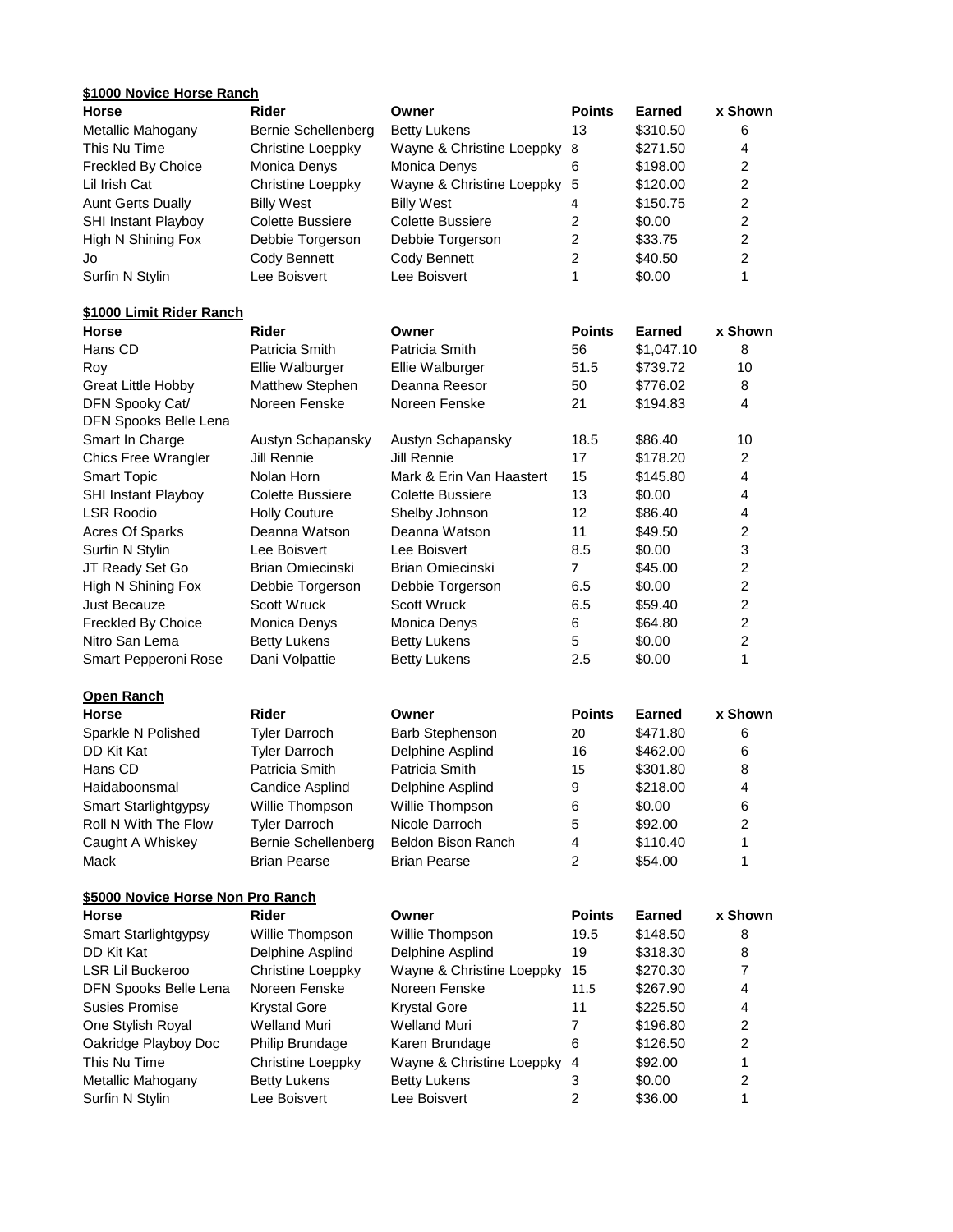**$1000 Novice Horse Ranch**

| Horse | Rider | Owner | Points | Earned | x Shown |
|---|---|---|---|---|---|
| Metallic Mahogany | Bernie Schellenberg | Betty Lukens | 13 | $310.50 | 6 |
| This Nu Time | Christine Loeppky | Wayne & Christine Loeppky | 8 | $271.50 | 4 |
| Freckled By Choice | Monica Denys | Monica Denys | 6 | $198.00 | 2 |
| Lil Irish Cat | Christine Loeppky | Wayne & Christine Loeppky | 5 | $120.00 | 2 |
| Aunt Gerts Dually | Billy West | Billy West | 4 | $150.75 | 2 |
| SHI Instant Playboy | Colette Bussiere | Colette Bussiere | 2 | $0.00 | 2 |
| High N Shining Fox | Debbie Torgerson | Debbie Torgerson | 2 | $33.75 | 2 |
| Jo | Cody Bennett | Cody Bennett | 2 | $40.50 | 2 |
| Surfin N Stylin | Lee Boisvert | Lee Boisvert | 1 | $0.00 | 1 |

**$1000 Limit Rider Ranch**

| Horse | Rider | Owner | Points | Earned | x Shown |
|---|---|---|---|---|---|
| Hans CD | Patricia Smith | Patricia Smith | 56 | $1,047.10 | 8 |
| Roy | Ellie Walburger | Ellie Walburger | 51.5 | $739.72 | 10 |
| Great Little Hobby | Matthew Stephen | Deanna Reesor | 50 | $776.02 | 8 |
| DFN Spooky Cat/ DFN Spooks Belle Lena | Noreen Fenske | Noreen Fenske | 21 | $194.83 | 4 |
| Smart In Charge | Austyn Schapansky | Austyn Schapansky | 18.5 | $86.40 | 10 |
| Chics Free Wrangler | Jill Rennie | Jill Rennie | 17 | $178.20 | 2 |
| Smart Topic | Nolan Horn | Mark & Erin Van Haastert | 15 | $145.80 | 4 |
| SHI Instant Playboy | Colette Bussiere | Colette Bussiere | 13 | $0.00 | 4 |
| LSR Roodio | Holly Couture | Shelby Johnson | 12 | $86.40 | 4 |
| Acres Of Sparks | Deanna Watson | Deanna Watson | 11 | $49.50 | 2 |
| Surfin N Stylin | Lee Boisvert | Lee Boisvert | 8.5 | $0.00 | 3 |
| JT Ready Set Go | Brian Omiecinski | Brian Omiecinski | 7 | $45.00 | 2 |
| High N Shining Fox | Debbie Torgerson | Debbie Torgerson | 6.5 | $0.00 | 2 |
| Just Becauze | Scott Wruck | Scott Wruck | 6.5 | $59.40 | 2 |
| Freckled By Choice | Monica Denys | Monica Denys | 6 | $64.80 | 2 |
| Nitro San Lema | Betty Lukens | Betty Lukens | 5 | $0.00 | 2 |
| Smart Pepperoni Rose | Dani Volpattie | Betty Lukens | 2.5 | $0.00 | 1 |

**Open Ranch**

| Horse | Rider | Owner | Points | Earned | x Shown |
|---|---|---|---|---|---|
| Sparkle N Polished | Tyler Darroch | Barb Stephenson | 20 | $471.80 | 6 |
| DD Kit Kat | Tyler Darroch | Delphine Asplind | 16 | $462.00 | 6 |
| Hans CD | Patricia Smith | Patricia Smith | 15 | $301.80 | 8 |
| Haidaboonsmal | Candice Asplind | Delphine Asplind | 9 | $218.00 | 4 |
| Smart Starlightgypsy | Willie Thompson | Willie Thompson | 6 | $0.00 | 6 |
| Roll N With The Flow | Tyler Darroch | Nicole Darroch | 5 | $92.00 | 2 |
| Caught A Whiskey | Bernie Schellenberg | Beldon Bison Ranch | 4 | $110.40 | 1 |
| Mack | Brian Pearse | Brian Pearse | 2 | $54.00 | 1 |

**$5000 Novice Horse Non Pro Ranch**

| Horse | Rider | Owner | Points | Earned | x Shown |
|---|---|---|---|---|---|
| Smart Starlightgypsy | Willie Thompson | Willie Thompson | 19.5 | $148.50 | 8 |
| DD Kit Kat | Delphine Asplind | Delphine Asplind | 19 | $318.30 | 8 |
| LSR Lil Buckeroo | Christine Loeppky | Wayne & Christine Loeppky | 15 | $270.30 | 7 |
| DFN Spooks Belle Lena | Noreen Fenske | Noreen Fenske | 11.5 | $267.90 | 4 |
| Susies Promise | Krystal Gore | Krystal Gore | 11 | $225.50 | 4 |
| One Stylish Royal | Welland Muri | Welland Muri | 7 | $196.80 | 2 |
| Oakridge Playboy Doc | Philip Brundage | Karen Brundage | 6 | $126.50 | 2 |
| This Nu Time | Christine Loeppky | Wayne & Christine Loeppky | 4 | $92.00 | 1 |
| Metallic Mahogany | Betty Lukens | Betty Lukens | 3 | $0.00 | 2 |
| Surfin N Stylin | Lee Boisvert | Lee Boisvert | 2 | $36.00 | 1 |